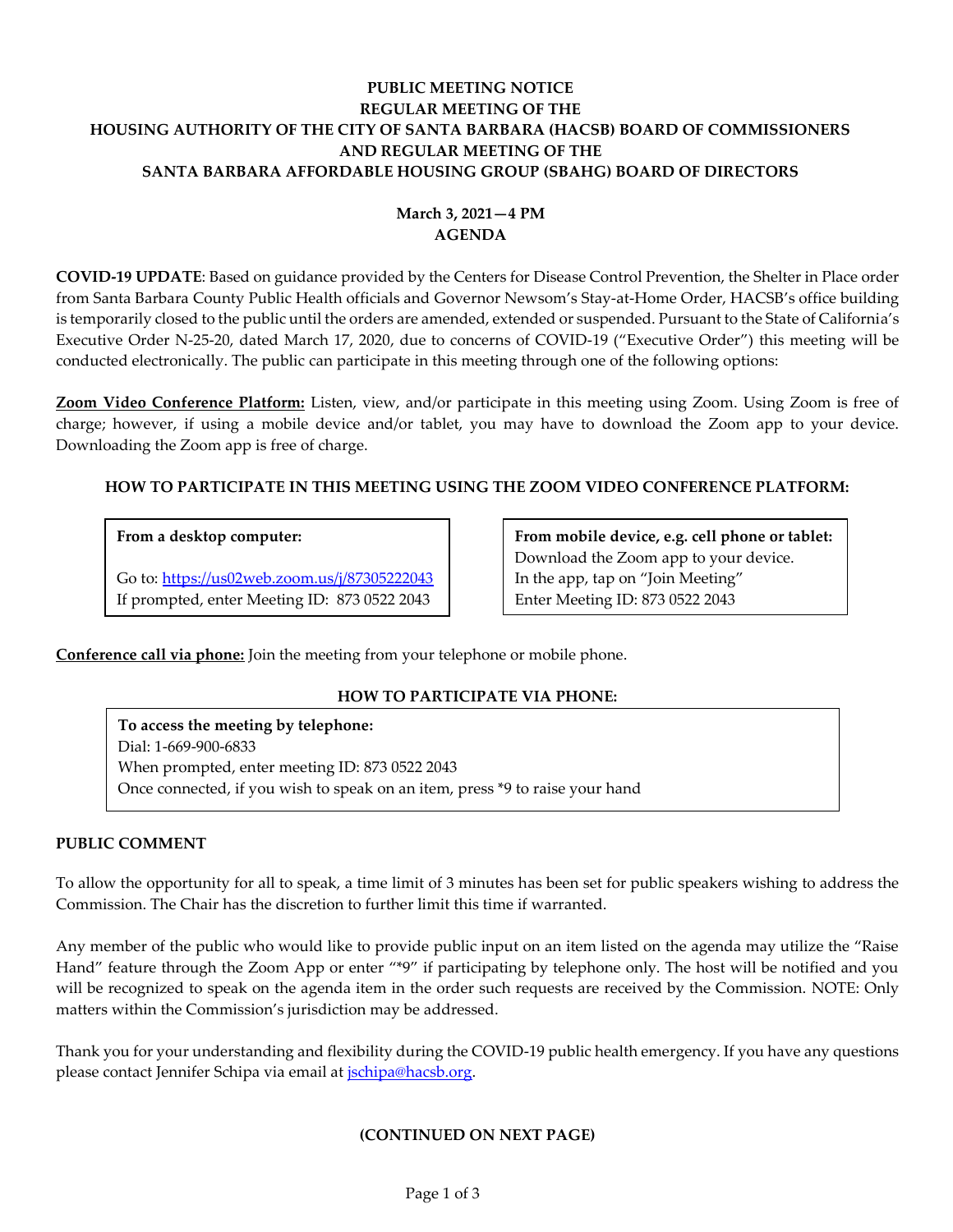# PUBLIC MEETING NOTICE
# REGULAR MEETING OF THE
# HOUSING AUTHORITY OF THE CITY OF SANTA BARBARA (HACSB) BOARD OF COMMISSIONERS
# AND REGULAR MEETING OF THE
# SANTA BARBARA AFFORDABLE HOUSING GROUP (SBAHG) BOARD OF DIRECTORS

**March 3, 2021—4 PM**
**AGENDA**

**COVID-19 UPDATE**: Based on guidance provided by the Centers for Disease Control Prevention, the Shelter in Place order from Santa Barbara County Public Health officials and Governor Newsom's Stay-at-Home Order, HACSB's office building is temporarily closed to the public until the orders are amended, extended or suspended. Pursuant to the State of California's Executive Order N-25-20, dated March 17, 2020, due to concerns of COVID-19 ("Executive Order") this meeting will be conducted electronically. The public can participate in this meeting through one of the following options:

**Zoom Video Conference Platform:** Listen, view, and/or participate in this meeting using Zoom. Using Zoom is free of charge; however, if using a mobile device and/or tablet, you may have to download the Zoom app to your device. Downloading the Zoom app is free of charge.

### HOW TO PARTICIPATE IN THIS MEETING USING THE ZOOM VIDEO CONFERENCE PLATFORM:

**From a desktop computer:**

Go to: https://us02web.zoom.us/j/87305222043
If prompted, enter Meeting ID: 873 0522 2043

**From mobile device, e.g. cell phone or tablet:**
Download the Zoom app to your device.
In the app, tap on "Join Meeting"
Enter Meeting ID: 873 0522 2043

**Conference call via phone:** Join the meeting from your telephone or mobile phone.

### HOW TO PARTICIPATE VIA PHONE:

**To access the meeting by telephone:**
Dial: 1-669-900-6833
When prompted, enter meeting ID: 873 0522 2043
Once connected, if you wish to speak on an item, press *9 to raise your hand

### PUBLIC COMMENT

To allow the opportunity for all to speak, a time limit of 3 minutes has been set for public speakers wishing to address the Commission. The Chair has the discretion to further limit this time if warranted.

Any member of the public who would like to provide public input on an item listed on the agenda may utilize the "Raise Hand" feature through the Zoom App or enter "*9" if participating by telephone only. The host will be notified and you will be recognized to speak on the agenda item in the order such requests are received by the Commission. NOTE: Only matters within the Commission's jurisdiction may be addressed.

Thank you for your understanding and flexibility during the COVID-19 public health emergency. If you have any questions please contact Jennifer Schipa via email at jschipa@hacsb.org.

**(CONTINUED ON NEXT PAGE)**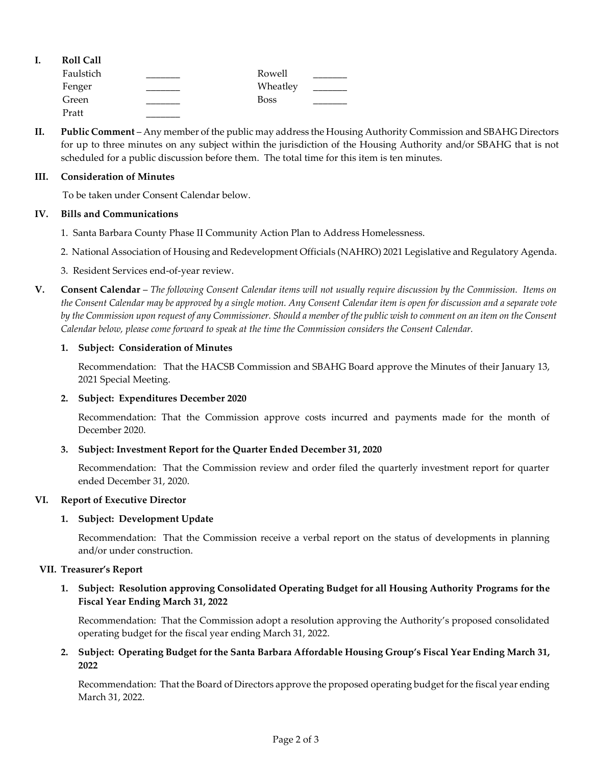## I. Roll Call

| | | | |
|---|---|---|---|
| Faulstich | _______ | Rowell | _______ |
| Fenger | _______ | Wheatley | _______ |
| Green | _______ | Boss | _______ |
| Pratt | _______ | | |

## II. Public Comment

**Public Comment** – Any member of the public may address the Housing Authority Commission and SBAHG Directors for up to three minutes on any subject within the jurisdiction of the Housing Authority and/or SBAHG that is not scheduled for a public discussion before them. The total time for this item is ten minutes.

## III. Consideration of Minutes

To be taken under Consent Calendar below.

## IV. Bills and Communications

1. Santa Barbara County Phase II Community Action Plan to Address Homelessness.
2. National Association of Housing and Redevelopment Officials (NAHRO) 2021 Legislative and Regulatory Agenda.
3. Resident Services end-of-year review.

## V. Consent Calendar

**Consent Calendar** – *The following Consent Calendar items will not usually require discussion by the Commission. Items on the Consent Calendar may be approved by a single motion. Any Consent Calendar item is open for discussion and a separate vote by the Commission upon request of any Commissioner. Should a member of the public wish to comment on an item on the Consent Calendar below, please come forward to speak at the time the Commission considers the Consent Calendar.*

**1. Subject: Consideration of Minutes**

Recommendation: That the HACSB Commission and SBAHG Board approve the Minutes of their January 13, 2021 Special Meeting.

**2. Subject: Expenditures December 2020**

Recommendation: That the Commission approve costs incurred and payments made for the month of December 2020.

**3. Subject: Investment Report for the Quarter Ended December 31, 2020**

Recommendation: That the Commission review and order filed the quarterly investment report for quarter ended December 31, 2020.

## VI. Report of Executive Director

**1. Subject: Development Update**

Recommendation: That the Commission receive a verbal report on the status of developments in planning and/or under construction.

## VII. Treasurer's Report

**1. Subject: Resolution approving Consolidated Operating Budget for all Housing Authority Programs for the Fiscal Year Ending March 31, 2022**

Recommendation: That the Commission adopt a resolution approving the Authority's proposed consolidated operating budget for the fiscal year ending March 31, 2022.

**2. Subject: Operating Budget for the Santa Barbara Affordable Housing Group's Fiscal Year Ending March 31, 2022**

Recommendation: That the Board of Directors approve the proposed operating budget for the fiscal year ending March 31, 2022.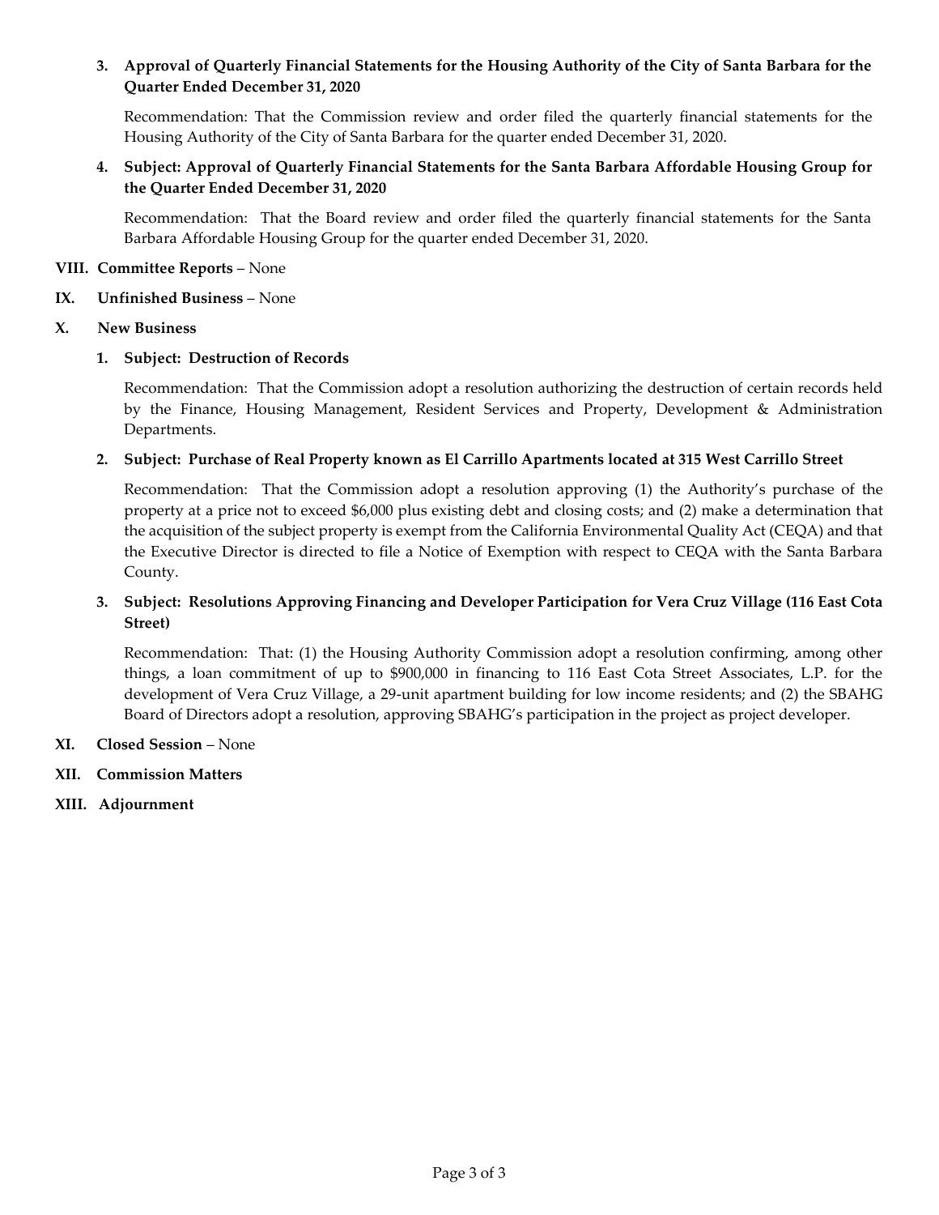3. **Approval of Quarterly Financial Statements for the Housing Authority of the City of Santa Barbara for the Quarter Ended December 31, 2020**

   Recommendation: That the Commission review and order filed the quarterly financial statements for the Housing Authority of the City of Santa Barbara for the quarter ended December 31, 2020.

4. **Subject: Approval of Quarterly Financial Statements for the Santa Barbara Affordable Housing Group for the Quarter Ended December 31, 2020**

   Recommendation: That the Board review and order filed the quarterly financial statements for the Santa Barbara Affordable Housing Group for the quarter ended December 31, 2020.

**VIII. Committee Reports** – None

**IX. Unfinished Business** – None

**X. New Business**

1. **Subject: Destruction of Records**

   Recommendation: That the Commission adopt a resolution authorizing the destruction of certain records held by the Finance, Housing Management, Resident Services and Property, Development & Administration Departments.

2. **Subject: Purchase of Real Property known as El Carrillo Apartments located at 315 West Carrillo Street**

   Recommendation: That the Commission adopt a resolution approving (1) the Authority's purchase of the property at a price not to exceed $6,000 plus existing debt and closing costs; and (2) make a determination that the acquisition of the subject property is exempt from the California Environmental Quality Act (CEQA) and that the Executive Director is directed to file a Notice of Exemption with respect to CEQA with the Santa Barbara County.

3. **Subject: Resolutions Approving Financing and Developer Participation for Vera Cruz Village (116 East Cota Street)**

   Recommendation: That: (1) the Housing Authority Commission adopt a resolution confirming, among other things, a loan commitment of up to $900,000 in financing to 116 East Cota Street Associates, L.P. for the development of Vera Cruz Village, a 29-unit apartment building for low income residents; and (2) the SBAHG Board of Directors adopt a resolution, approving SBAHG's participation in the project as project developer.

**XI. Closed Session** – None

**XII. Commission Matters**

**XIII. Adjournment**